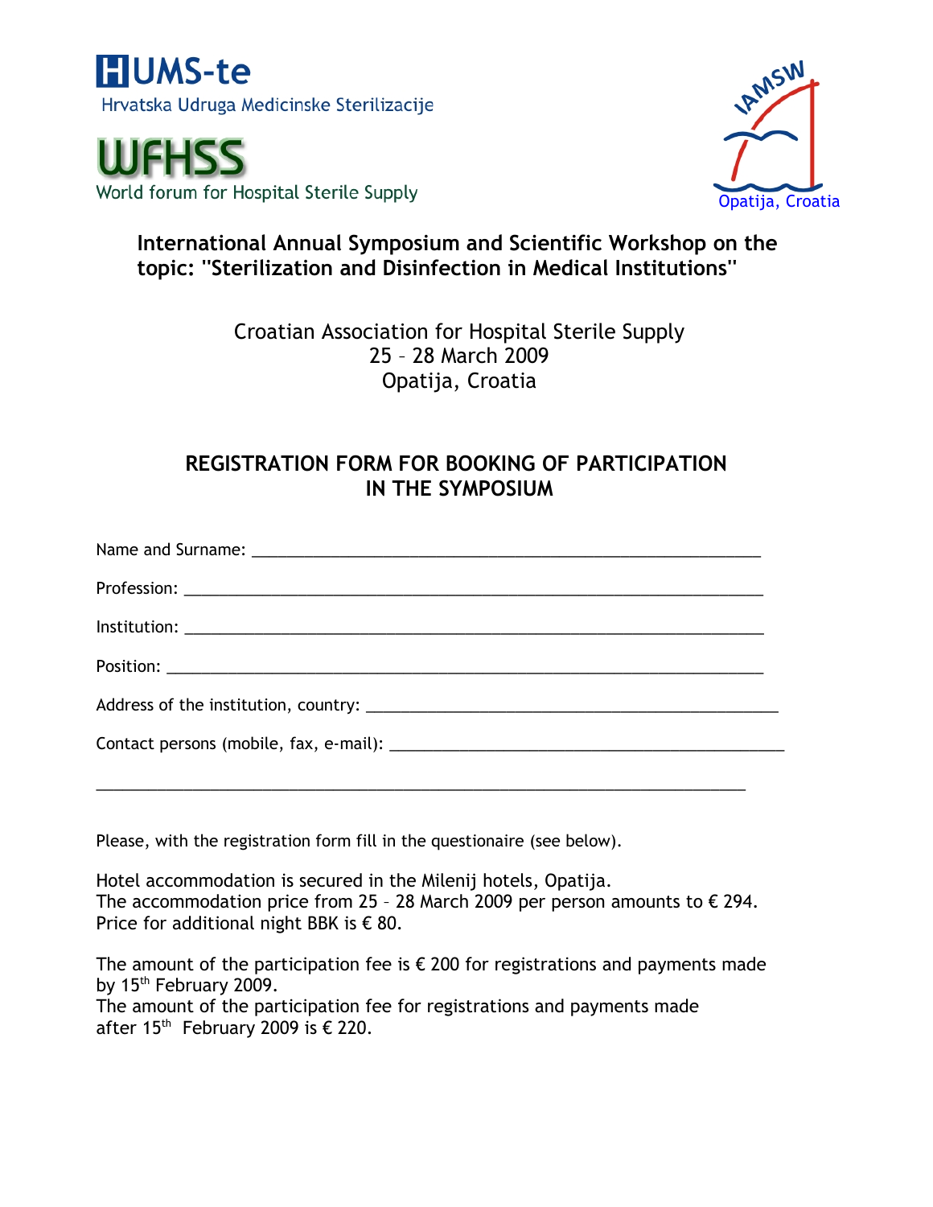HUMS-te
Hrvatska Udruga Medicinske Sterilizacije

WFHSS
World forum for Hospital Sterile Supply

IAMSW
Opatija, Croatia

## International Annual Symposium and Scientific Workshop on the topic: "Sterilization and Disinfection in Medical Institutions"

Croatian Association for Hospital Sterile Supply
25 – 28 March 2009
Opatija, Croatia

## REGISTRATION FORM FOR BOOKING OF PARTICIPATION IN THE SYMPOSIUM

Name and Surname: ___________________________________________________________

Profession: ________________________________________________________________

Institution: _______________________________________________________________

Position: __________________________________________________________________

Address of the institution, country: ______________________________________________

Contact persons (mobile, fax, e-mail): ____________________________________________

__________________________________________________________________________

Please, with the registration form fill in the questionaire (see below).

Hotel accommodation is secured in the Milenij hotels, Opatija.
The accommodation price from 25 – 28 March 2009 per person amounts to € 294.
Price for additional night BBK is € 80.

The amount of the participation fee is € 200 for registrations and payments made by 15th February 2009.
The amount of the participation fee for registrations and payments made after 15th February 2009 is € 220.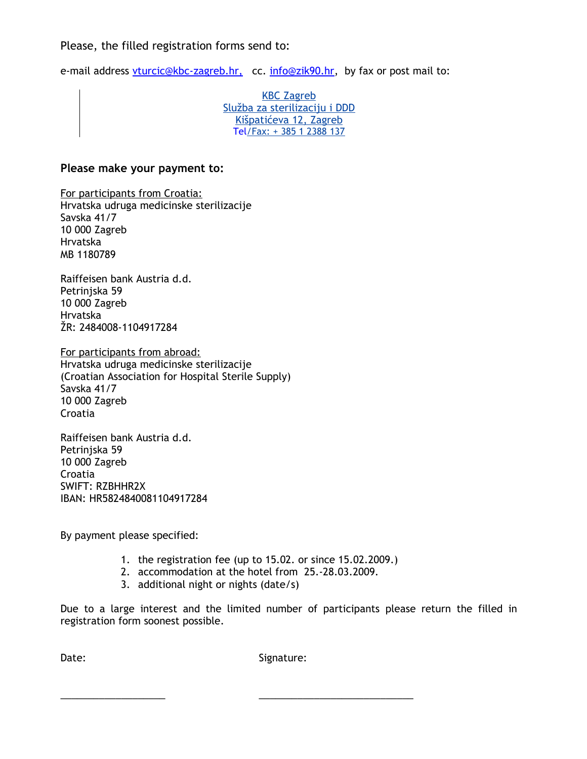Please, the filled registration forms send to:

e-mail address vturcic@kbc-zagreb.hr, cc. info@zik90.hr, by fax or post mail to:

> KBC Zagreb
> Služba za sterilizaciju i DDD
> Kišpatićeva 12, Zagreb
> Tel/Fax: + 385 1 2388 137

**Please make your payment to:**

For participants from Croatia:
Hrvatska udruga medicinske sterilizacije
Savska 41/7
10 000 Zagreb
Hrvatska
MB 1180789

Raiffeisen bank Austria d.d.
Petrinjska 59
10 000 Zagreb
Hrvatska
ŽR: 2484008-1104917284

For participants from abroad:
Hrvatska udruga medicinske sterilizacije
(Croatian Association for Hospital Sterile Supply)
Savska 41/7
10 000 Zagreb
Croatia

Raiffeisen bank Austria d.d.
Petrinjska 59
10 000 Zagreb
Croatia
SWIFT: RZBHHR2X
IBAN: HR5824840081104917284

By payment please specified:

1. the registration fee (up to 15.02. or since 15.02.2009.)
2. accommodation at the hotel from 25.-28.03.2009.
3. additional night or nights (date/s)

Due to a large interest and the limited number of participants please return the filled in registration form soonest possible.

Date: \_\_\_\_\_\_\_\_\_\_\_\_\_\_\_\_\_\_\_\_ Signature: \_\_\_\_\_\_\_\_\_\_\_\_\_\_\_\_\_\_\_\_\_\_\_\_\_\_\_\_\_\_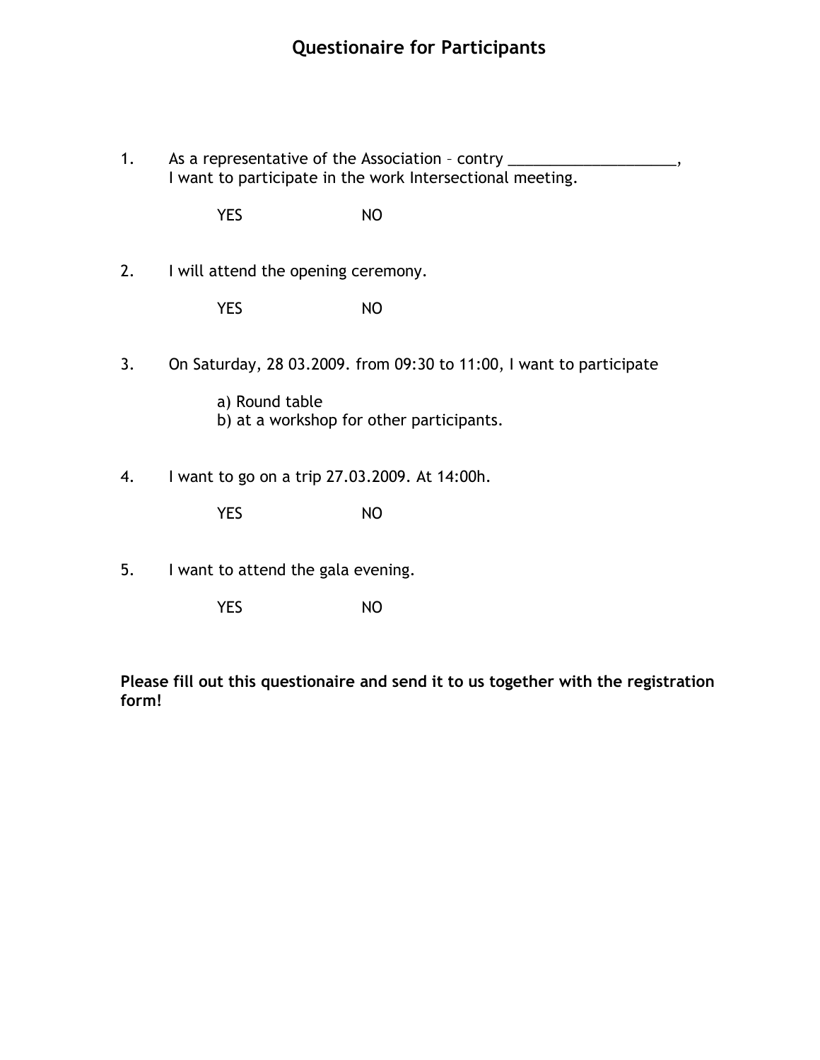# Questionaire for Participants

1. As a representative of the Association – contry ____________________,
   I want to participate in the work Intersectional meeting.

   YES NO

2. I will attend the opening ceremony.

   YES NO

3. On Saturday, 28 03.2009. from 09:30 to 11:00, I want to participate

   a) Round table
   b) at a workshop for other participants.

4. I want to go on a trip 27.03.2009. At 14:00h.

   YES NO

5. I want to attend the gala evening.

   YES NO

**Please fill out this questionaire and send it to us together with the registration form!**